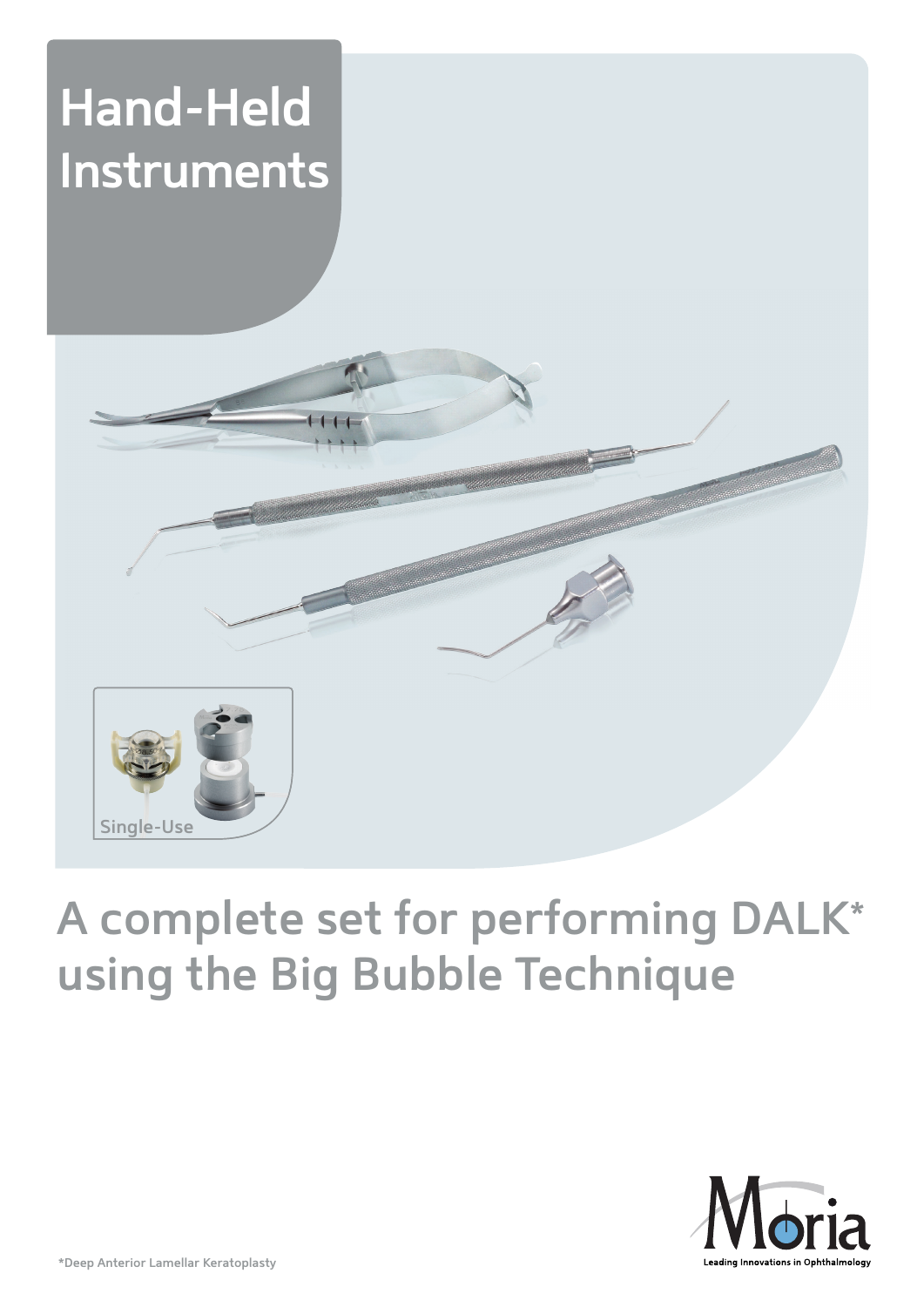# Hand-Held Instruments

Single-Use

## A complete set for performing DALK* using the Big Bubble Technique

*Deep Anterior Lamellar Keratoplasty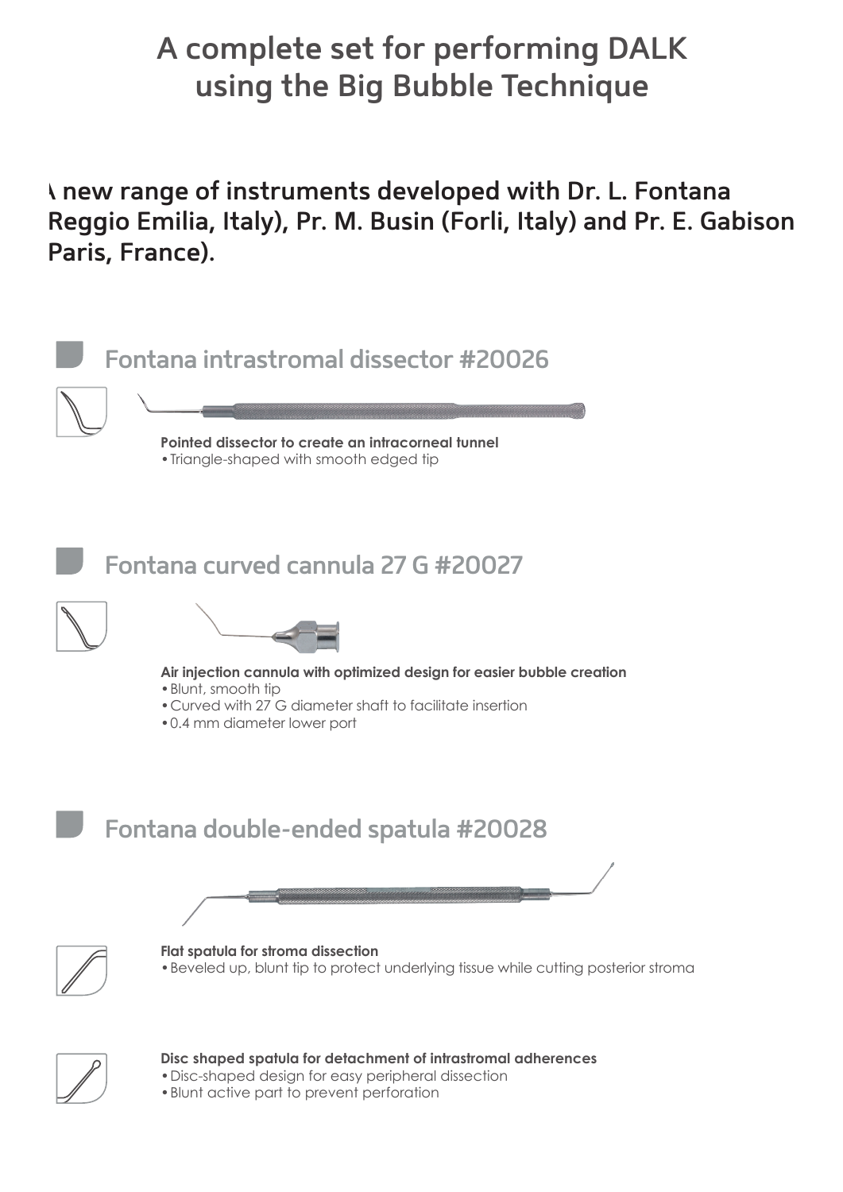# A complete set for performing DALK using the Big Bubble Technique

**A new range of instruments developed with Dr. L. Fontana Reggio Emilia, Italy), Pr. M. Busin (Forli, Italy) and Pr. E. Gabison Paris, France).**

## Fontana intrastromal dissector #20026

**Pointed dissector to create an intracorneal tunnel**

- Triangle-shaped with smooth edged tip

## Fontana curved cannula 27 G #20027

**Air injection cannula with optimized design for easier bubble creation**

- Blunt, smooth tip
- Curved with 27 G diameter shaft to facilitate insertion
- 0.4 mm diameter lower port

## Fontana double-ended spatula #20028

**Flat spatula for stroma dissection**

- Beveled up, blunt tip to protect underlying tissue while cutting posterior stroma

**Disc shaped spatula for detachment of intrastromal adherences**

- Disc-shaped design for easy peripheral dissection
- Blunt active part to prevent perforation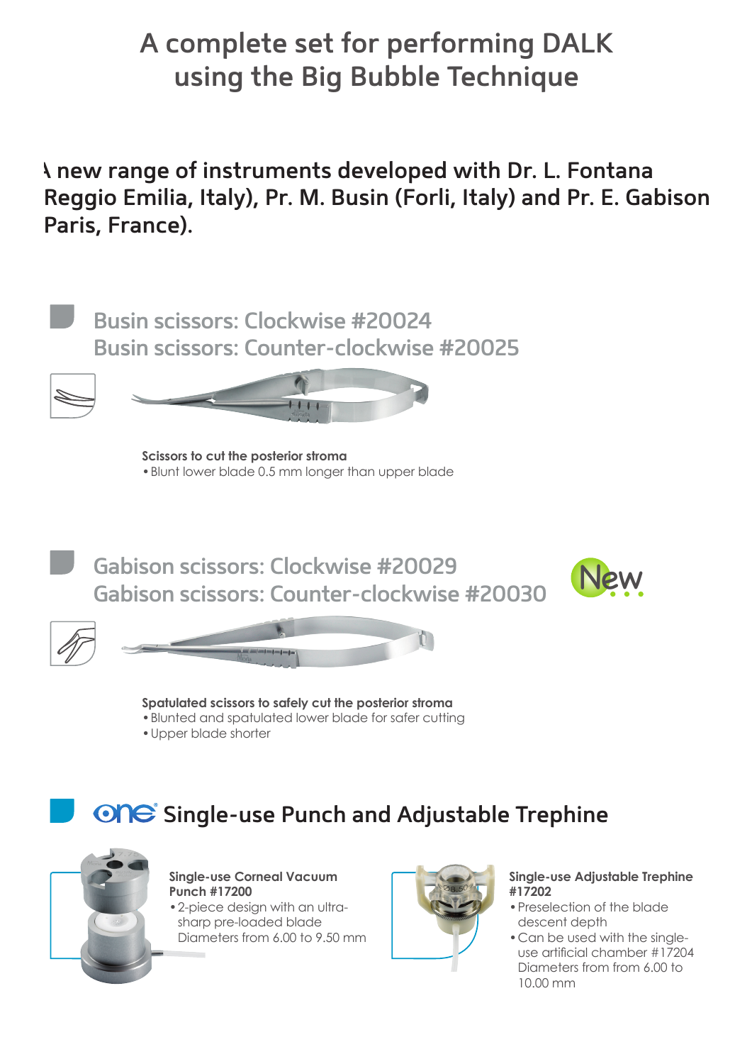# A complete set for performing DALK using the Big Bubble Technique

**A new range of instruments developed with Dr. L. Fontana (Reggio Emilia, Italy), Pr. M. Busin (Forli, Italy) and Pr. E. Gabison (Paris, France).**

## Busin scissors: Clockwise #20024
## Busin scissors: Counter-clockwise #20025

**Scissors to cut the posterior stroma**
- Blunt lower blade 0.5 mm longer than upper blade

## Gabison scissors: Clockwise #20029
## Gabison scissors: Counter-clockwise #20030

New

**Spatulated scissors to safely cut the posterior stroma**
- Blunted and spatulated lower blade for safer cutting
- Upper blade shorter

## one® Single-use Punch and Adjustable Trephine

**Single-use Corneal Vacuum Punch #17200**
- 2-piece design with an ultra-sharp pre-loaded blade
  Diameters from 6.00 to 9.50 mm

**Single-use Adjustable Trephine #17202**
- Preselection of the blade descent depth
- Can be used with the single-use artificial chamber #17204
  Diameters from from 6.00 to 10.00 mm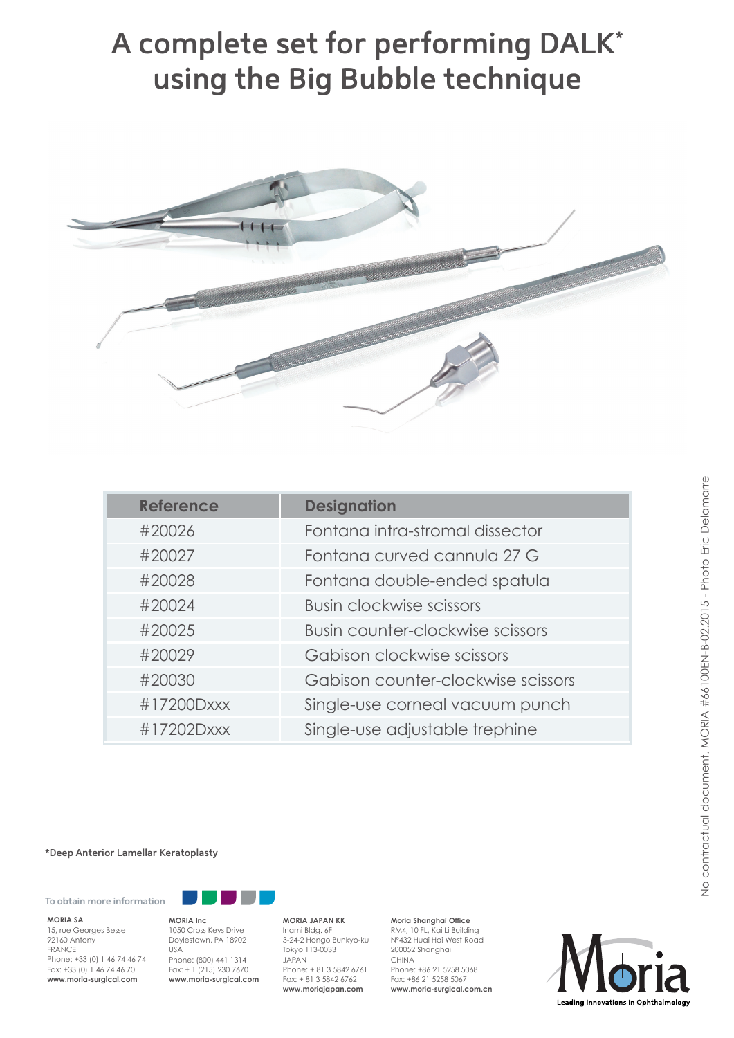# A complete set for performing DALK* using the Big Bubble technique

| Reference | Designation |
| --- | --- |
| #20026 | Fontana intra-stromal dissector |
| #20027 | Fontana curved cannula 27 G |
| #20028 | Fontana double-ended spatula |
| #20024 | Busin clockwise scissors |
| #20025 | Busin counter-clockwise scissors |
| #20029 | Gabison clockwise scissors |
| #20030 | Gabison counter-clockwise scissors |
| #17200Dxxx | Single-use corneal vacuum punch |
| #17202Dxxx | Single-use adjustable trephine |

***Deep Anterior Lamellar Keratoplasty**

No contractual document. MORIA #66100EN-B-02.2015 - Photo Eric Delamarre

To obtain more information

**MORIA SA**
15, rue Georges Besse
92160 Antony
FRANCE
Phone: +33 (0) 1 46 74 46 74
Fax: +33 (0) 1 46 74 46 70
**www.moria-surgical.com**

**MORIA Inc**
1050 Cross Keys Drive
Doylestown, PA 18902
USA
Phone: (800) 441 1314
Fax: + 1 (215) 230 7670
**www.moria-surgical.com**

**MORIA JAPAN KK**
Inami Bldg. 6F
3-24-2 Hongo Bunkyo-ku
Tokyo 113-0033
JAPAN
Phone: + 81 3 5842 6761
Fax: + 81 3 5842 6762
**www.moriajapan.com**

**Moria Shanghai Office**
RM4, 10 FL, Kai Li Building
N°432 Huai Hai West Road
200052 Shanghai
CHINA
Phone: +86 21 5258 5068
Fax: +86 21 5258 5067
**www.moria-surgical.com.cn**

Moria
Leading Innovations in Ophthalmology